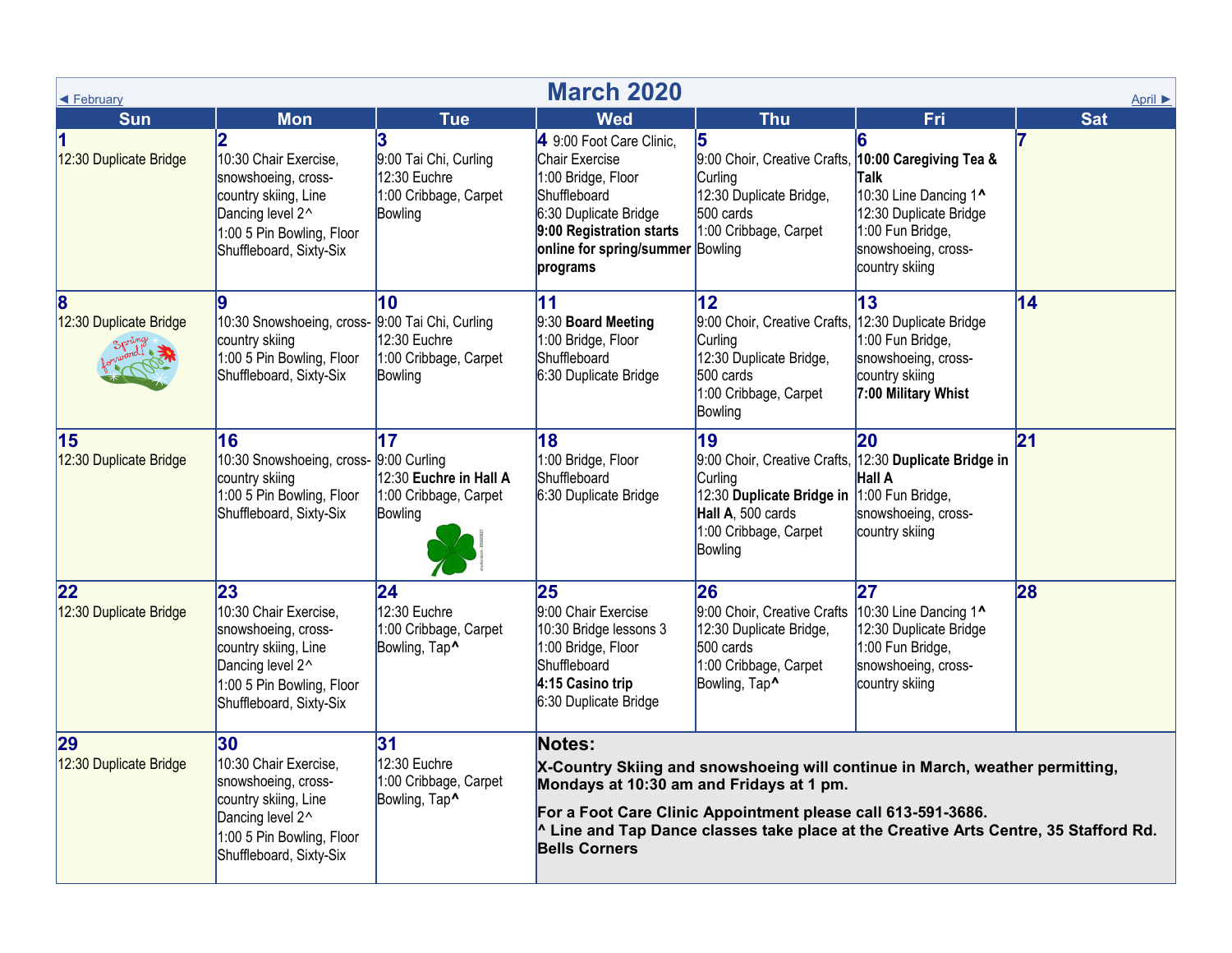◄ February

# March 2020

April ►

| Sun | Mon | Tue | Wed | Thu | Fri | Sat |
|---|---|---|---|---|---|---|
| **1**<br>12:30 Duplicate Bridge | **2**<br>10:30 Chair Exercise, snowshoeing, cross-country skiing, Line Dancing level 2^<br>1:00 5 Pin Bowling, Floor Shuffleboard, Sixty-Six | **3**<br>9:00 Tai Chi, Curling<br>12:30 Euchre<br>1:00 Cribbage, Carpet Bowling | **4** 9:00 Foot Care Clinic, Chair Exercise<br>1:00 Bridge, Floor Shuffleboard<br>6:30 Duplicate Bridge<br>**9:00 Registration starts online for spring/summer programs** | **5**<br>9:00 Choir, Creative Crafts, Curling<br>12:30 Duplicate Bridge, 500 cards<br>1:00 Cribbage, Carpet Bowling | **6**<br>**10:00 Caregiving Tea & Talk**<br>10:30 Line Dancing 1**^**<br>12:30 Duplicate Bridge<br>1:00 Fun Bridge, snowshoeing, cross-country skiing | **7** |
| **8**<br>12:30 Duplicate Bridge | **9**<br>10:30 Snowshoeing, cross-country skiing<br>1:00 5 Pin Bowling, Floor Shuffleboard, Sixty-Six | **10**<br>9:00 Tai Chi, Curling<br>12:30 Euchre<br>1:00 Cribbage, Carpet Bowling | **11**<br>9:30 **Board Meeting**<br>1:00 Bridge, Floor Shuffleboard<br>6:30 Duplicate Bridge | **12**<br>9:00 Choir, Creative Crafts, Curling<br>12:30 Duplicate Bridge, 500 cards<br>1:00 Cribbage, Carpet Bowling | **13**<br>12:30 Duplicate Bridge<br>1:00 Fun Bridge, snowshoeing, cross-country skiing<br>**7:00 Military Whist** | **14** |
| **15**<br>12:30 Duplicate Bridge | **16**<br>10:30 Snowshoeing, cross-country skiing<br>1:00 5 Pin Bowling, Floor Shuffleboard, Sixty-Six | **17**<br>9:00 Curling<br>12:30 **Euchre in Hall A**<br>1:00 Cribbage, Carpet Bowling | **18**<br>1:00 Bridge, Floor Shuffleboard<br>6:30 Duplicate Bridge | **19**<br>9:00 Choir, Creative Crafts, Curling<br>12:30 **Duplicate Bridge in Hall A**, 500 cards<br>1:00 Cribbage, Carpet Bowling | **20**<br>12:30 **Duplicate Bridge in Hall A**<br>1:00 Fun Bridge, snowshoeing, cross-country skiing | **21** |
| **22**<br>12:30 Duplicate Bridge | **23**<br>10:30 Chair Exercise, snowshoeing, cross-country skiing, Line Dancing level 2^<br>1:00 5 Pin Bowling, Floor Shuffleboard, Sixty-Six | **24**<br>12:30 Euchre<br>1:00 Cribbage, Carpet Bowling, Tap**^** | **25**<br>9:00 Chair Exercise<br>10:30 Bridge lessons 3<br>1:00 Bridge, Floor Shuffleboard<br>**4:15 Casino trip**<br>6:30 Duplicate Bridge | **26**<br>9:00 Choir, Creative Crafts<br>12:30 Duplicate Bridge, 500 cards<br>1:00 Cribbage, Carpet Bowling, Tap**^** | **27**<br>10:30 Line Dancing 1**^**<br>12:30 Duplicate Bridge<br>1:00 Fun Bridge, snowshoeing, cross-country skiing | **28** |
| **29**<br>12:30 Duplicate Bridge | **30**<br>10:30 Chair Exercise, snowshoeing, cross-country skiing, Line Dancing level 2^<br>1:00 5 Pin Bowling, Floor Shuffleboard, Sixty-Six | **31**<br>12:30 Euchre<br>1:00 Cribbage, Carpet Bowling, Tap**^** | | | | |

**Notes:**

**X-Country Skiing and snowshoeing will continue in March, weather permitting, Mondays at 10:30 am and Fridays at 1 pm.**

**For a Foot Care Clinic Appointment please call 613-591-3686.**
**^ Line and Tap Dance classes take place at the Creative Arts Centre, 35 Stafford Rd. Bells Corners**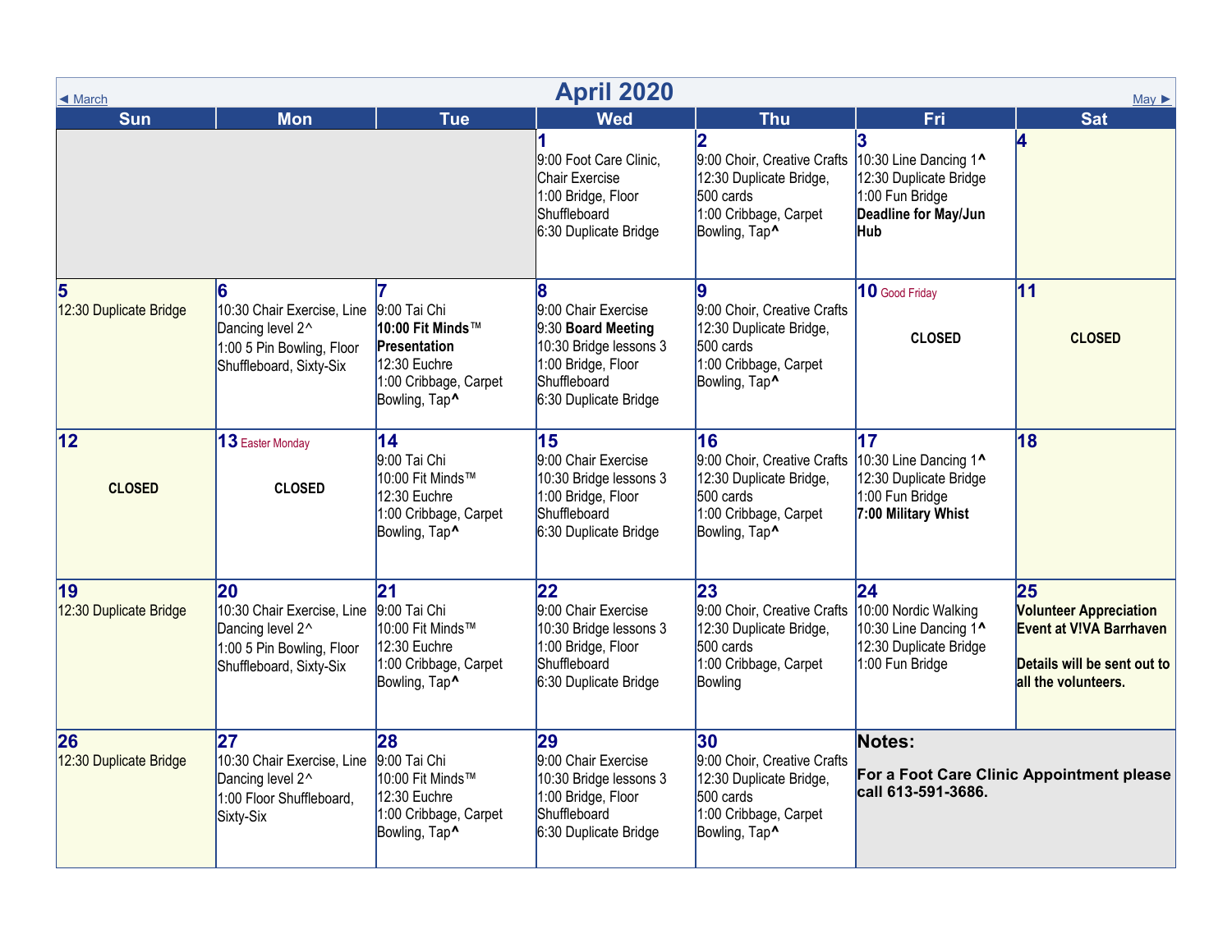# April 2020

◄ March | May ►

| Sun | Mon | Tue | Wed | Thu | Fri | Sat |
|---|---|---|---|---|---|---|
| | | | **1**<br>9:00 Foot Care Clinic, Chair Exercise<br>1:00 Bridge, Floor Shuffleboard<br>6:30 Duplicate Bridge | **2**<br>9:00 Choir, Creative Crafts<br>12:30 Duplicate Bridge, 500 cards<br>1:00 Cribbage, Carpet Bowling, Tap**^** | **3**<br>10:30 Line Dancing 1**^**<br>12:30 Duplicate Bridge<br>1:00 Fun Bridge<br>**Deadline for May/Jun Hub** | **4** |
| **5**<br>12:30 Duplicate Bridge | **6**<br>10:30 Chair Exercise, Line Dancing level 2^<br>1:00 5 Pin Bowling, Floor Shuffleboard, Sixty-Six | **7**<br>9:00 Tai Chi<br>**10:00 Fit Minds™ Presentation**<br>12:30 Euchre<br>1:00 Cribbage, Carpet Bowling, Tap**^** | **8**<br>9:00 Chair Exercise<br>9:30 **Board Meeting**<br>10:30 Bridge lessons 3<br>1:00 Bridge, Floor Shuffleboard<br>6:30 Duplicate Bridge | **9**<br>9:00 Choir, Creative Crafts<br>12:30 Duplicate Bridge, 500 cards<br>1:00 Cribbage, Carpet Bowling, Tap**^** | **10** Good Friday<br>**CLOSED** | **11**<br>**CLOSED** |
| **12**<br>**CLOSED** | **13** Easter Monday<br>**CLOSED** | **14**<br>9:00 Tai Chi<br>10:00 Fit Minds™<br>12:30 Euchre<br>1:00 Cribbage, Carpet Bowling, Tap**^** | **15**<br>9:00 Chair Exercise<br>10:30 Bridge lessons 3<br>1:00 Bridge, Floor Shuffleboard<br>6:30 Duplicate Bridge | **16**<br>9:00 Choir, Creative Crafts<br>12:30 Duplicate Bridge, 500 cards<br>1:00 Cribbage, Carpet Bowling, Tap**^** | **17**<br>10:30 Line Dancing 1**^**<br>12:30 Duplicate Bridge<br>1:00 Fun Bridge<br>**7:00 Military Whist** | **18** |
| **19**<br>12:30 Duplicate Bridge | **20**<br>10:30 Chair Exercise, Line Dancing level 2^<br>1:00 5 Pin Bowling, Floor Shuffleboard, Sixty-Six | **21**<br>9:00 Tai Chi<br>10:00 Fit Minds™<br>12:30 Euchre<br>1:00 Cribbage, Carpet Bowling, Tap**^** | **22**<br>9:00 Chair Exercise<br>10:30 Bridge lessons 3<br>1:00 Bridge, Floor Shuffleboard<br>6:30 Duplicate Bridge | **23**<br>9:00 Choir, Creative Crafts<br>12:30 Duplicate Bridge, 500 cards<br>1:00 Cribbage, Carpet Bowling | **24**<br>10:00 Nordic Walking<br>10:30 Line Dancing 1**^**<br>12:30 Duplicate Bridge<br>1:00 Fun Bridge | **25**<br>**Volunteer Appreciation Event at V!VA Barrhaven**<br><br>**Details will be sent out to all the volunteers.** |
| **26**<br>12:30 Duplicate Bridge | **27**<br>10:30 Chair Exercise, Line Dancing level 2^<br>1:00 Floor Shuffleboard, Sixty-Six | **28**<br>9:00 Tai Chi<br>10:00 Fit Minds™<br>12:30 Euchre<br>1:00 Cribbage, Carpet Bowling, Tap**^** | **29**<br>9:00 Chair Exercise<br>10:30 Bridge lessons 3<br>1:00 Bridge, Floor Shuffleboard<br>6:30 Duplicate Bridge | **30**<br>9:00 Choir, Creative Crafts<br>12:30 Duplicate Bridge, 500 cards<br>1:00 Cribbage, Carpet Bowling, Tap**^** | **Notes:**<br>**For a Foot Care Clinic Appointment please call 613-591-3686.** | |